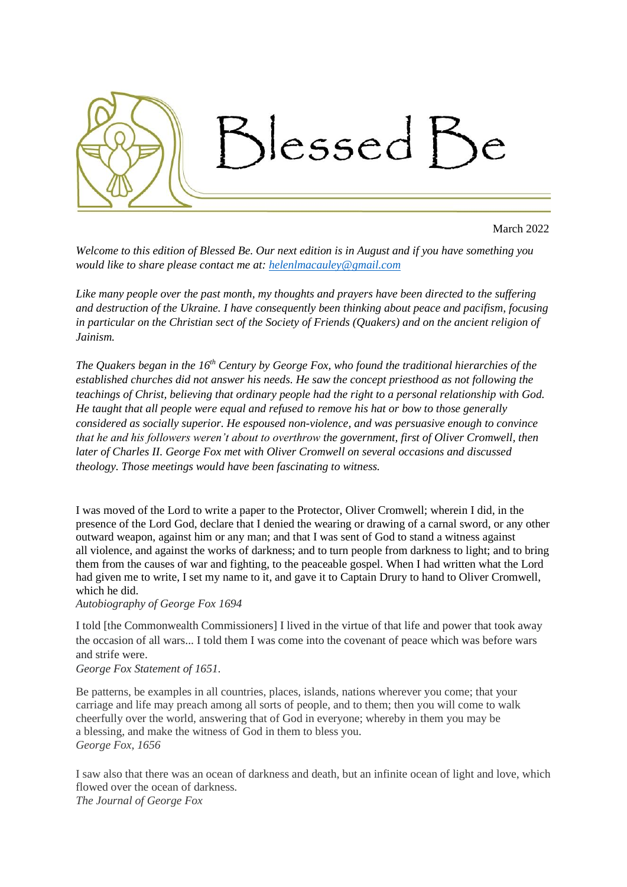# Blessed Be

March 2022

*Welcome to this edition of Blessed Be. Our next edition is in August and if you have something you would like to share please contact me at: [helenlmacauley@gmail.com](mailto:helenlmacauley@gmail.com)*

*Like many people over the past month, my thoughts and prayers have been directed to the suffering and destruction of the Ukraine. I have consequently been thinking about peace and pacifism, focusing in particular on the Christian sect of the Society of Friends (Quakers) and on the ancient religion of Jainism.*

*The Quakers began in the 16th Century by George Fox, who found the traditional hierarchies of the established churches did not answer his needs. He saw the concept priesthood as not following the teachings of Christ, believing that ordinary people had the right to a personal relationship with God. He taught that all people were equal and refused to remove his hat or bow to those generally considered as socially superior. He espoused non-violence, and was persuasive enough to convince that he and his followers weren't about to overthrow the government, first of Oliver Cromwell, then later of Charles II. George Fox met with Oliver Cromwell on several occasions and discussed theology. Those meetings would have been fascinating to witness.*

I was moved of the Lord to write a paper to the Protector, Oliver Cromwell; wherein I did, in the presence of the Lord God, declare that I denied the wearing or drawing of a carnal sword, or any other outward weapon, against him or any man; and that I was sent of God to stand a witness against all violence, and against the works of darkness; and to turn people from darkness to light; and to bring them from the causes of war and fighting, to the peaceable gospel. When I had written what the Lord had given me to write, I set my name to it, and gave it to Captain Drury to hand to Oliver Cromwell, which he did.
*Autobiography of George Fox 1694*

I told [the Commonwealth Commissioners] I lived in the virtue of that life and power that took away the occasion of all wars... I told them I was come into the covenant of peace which was before wars and strife were.
*George Fox Statement of 1651.*

Be patterns, be examples in all countries, places, islands, nations wherever you come; that your carriage and life may preach among all sorts of people, and to them; then you will come to walk cheerfully over the world, answering that of God in everyone; whereby in them you may be a blessing, and make the witness of God in them to bless you.
*George Fox, 1656*

I saw also that there was an ocean of darkness and death, but an infinite ocean of light and love, which flowed over the ocean of darkness.
*The Journal of George Fox*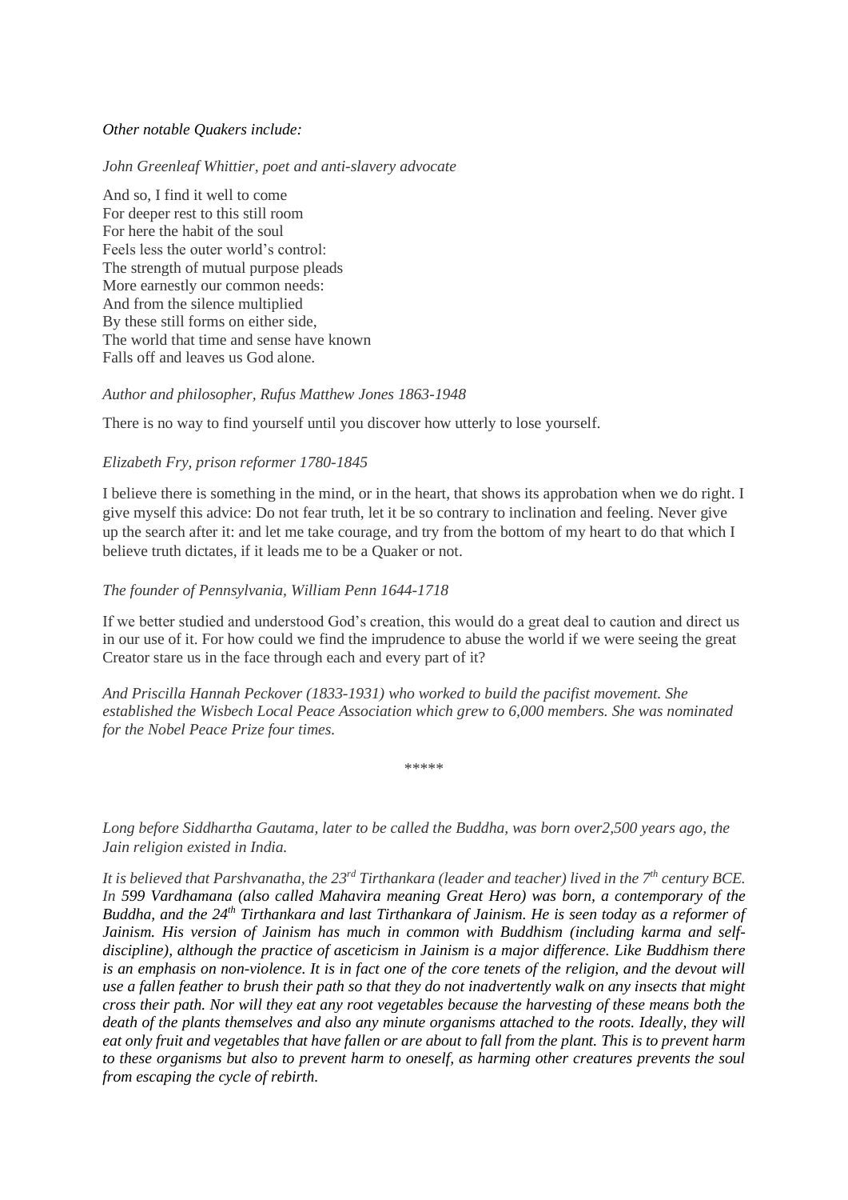*Other notable Quakers include:*

*John Greenleaf Whittier, poet and anti-slavery advocate*

And so, I find it well to come
For deeper rest to this still room
For here the habit of the soul
Feels less the outer world's control:
The strength of mutual purpose pleads
More earnestly our common needs:
And from the silence multiplied
By these still forms on either side,
The world that time and sense have known
Falls off and leaves us God alone.

*Author and philosopher, Rufus Matthew Jones 1863-1948*

There is no way to find yourself until you discover how utterly to lose yourself.

*Elizabeth Fry, prison reformer 1780-1845*

I believe there is something in the mind, or in the heart, that shows its approbation when we do right. I give myself this advice: Do not fear truth, let it be so contrary to inclination and feeling. Never give up the search after it: and let me take courage, and try from the bottom of my heart to do that which I believe truth dictates, if it leads me to be a Quaker or not.

*The founder of Pennsylvania, William Penn 1644-1718*

If we better studied and understood God's creation, this would do a great deal to caution and direct us in our use of it. For how could we find the imprudence to abuse the world if we were seeing the great Creator stare us in the face through each and every part of it?

*And Priscilla Hannah Peckover (1833-1931) who worked to build the pacifist movement. She established the Wisbech Local Peace Association which grew to 6,000 members. She was nominated for the Nobel Peace Prize four times.*

*****

*Long before Siddhartha Gautama, later to be called the Buddha, was born over2,500 years ago, the Jain religion existed in India.*

*It is believed that Parshvanatha, the 23rd Tirthankara (leader and teacher) lived in the 7th century BCE. In 599 Vardhamana (also called Mahavira meaning Great Hero) was born, a contemporary of the Buddha, and the 24th Tirthankara and last Tirthankara of Jainism. He is seen today as a reformer of Jainism. His version of Jainism has much in common with Buddhism (including karma and self-discipline), although the practice of asceticism in Jainism is a major difference. Like Buddhism there is an emphasis on non-violence. It is in fact one of the core tenets of the religion, and the devout will use a fallen feather to brush their path so that they do not inadvertently walk on any insects that might cross their path. Nor will they eat any root vegetables because the harvesting of these means both the death of the plants themselves and also any minute organisms attached to the roots. Ideally, they will eat only fruit and vegetables that have fallen or are about to fall from the plant. This is to prevent harm to these organisms but also to prevent harm to oneself, as harming other creatures prevents the soul from escaping the cycle of rebirth.*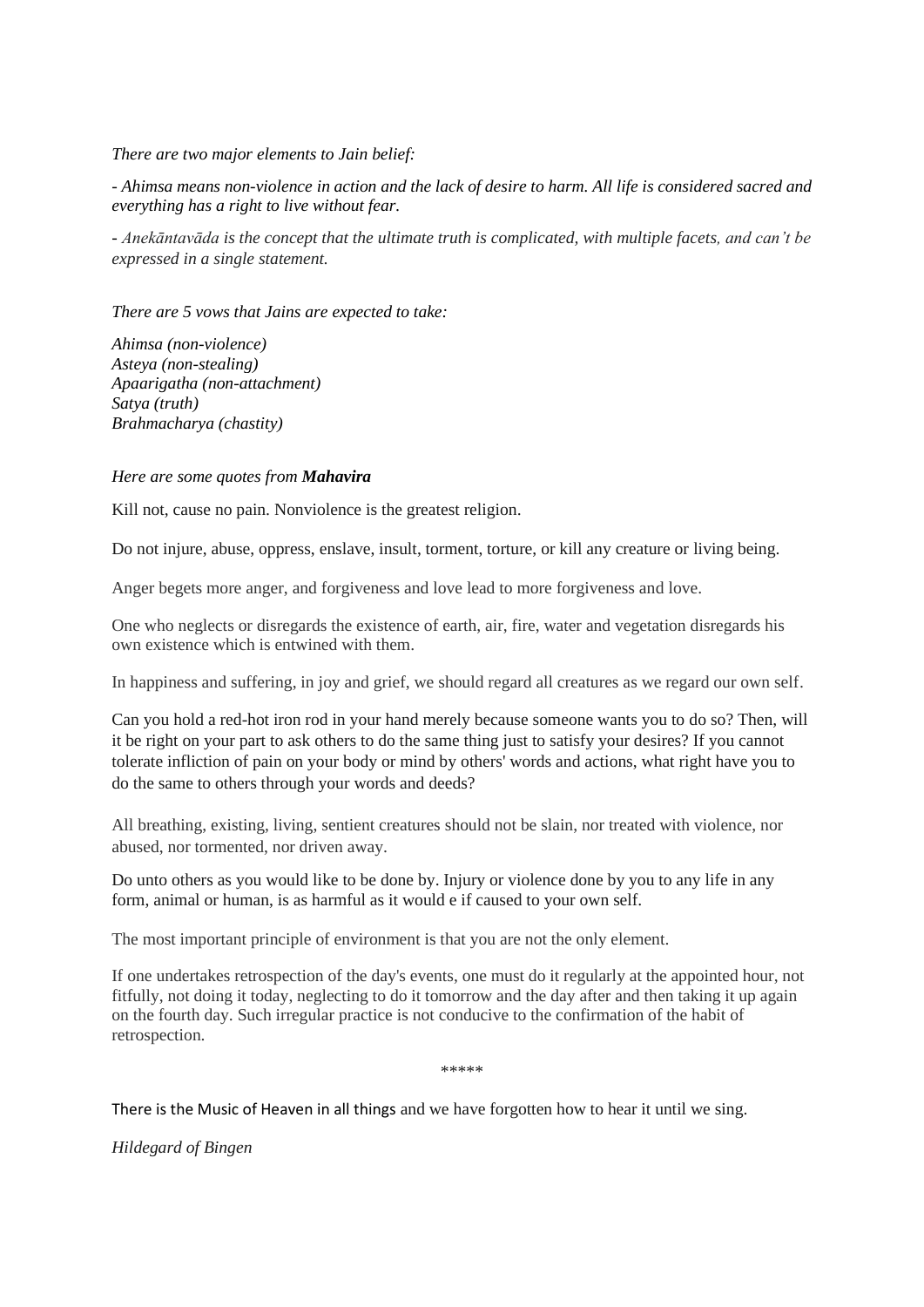*There are two major elements to Jain belief:*

*- Ahimsa means non-violence in action and the lack of desire to harm. All life is considered sacred and everything has a right to live without fear.*

*- Anekāntavāda is the concept that the ultimate truth is complicated, with multiple facets, and can't be expressed in a single statement.*

*There are 5 vows that Jains are expected to take:*

*Ahimsa (non-violence)*
*Asteya (non-stealing)*
*Apaarigatha (non-attachment)*
*Satya (truth)*
*Brahmacharya (chastity)*

*Here are some quotes from* ***Mahavira***

Kill not, cause no pain. Nonviolence is the greatest religion.

Do not injure, abuse, oppress, enslave, insult, torment, torture, or kill any creature or living being.

Anger begets more anger, and forgiveness and love lead to more forgiveness and love.

One who neglects or disregards the existence of earth, air, fire, water and vegetation disregards his own existence which is entwined with them.

In happiness and suffering, in joy and grief, we should regard all creatures as we regard our own self.

Can you hold a red-hot iron rod in your hand merely because someone wants you to do so? Then, will it be right on your part to ask others to do the same thing just to satisfy your desires? If you cannot tolerate infliction of pain on your body or mind by others' words and actions, what right have you to do the same to others through your words and deeds?

All breathing, existing, living, sentient creatures should not be slain, nor treated with violence, nor abused, nor tormented, nor driven away.

Do unto others as you would like to be done by. Injury or violence done by you to any life in any form, animal or human, is as harmful as it would e if caused to your own self.

The most important principle of environment is that you are not the only element.

If one undertakes retrospection of the day's events, one must do it regularly at the appointed hour, not fitfully, not doing it today, neglecting to do it tomorrow and the day after and then taking it up again on the fourth day. Such irregular practice is not conducive to the confirmation of the habit of retrospection.

*****

There is the Music of Heaven in all things and we have forgotten how to hear it until we sing.

*Hildegard of Bingen*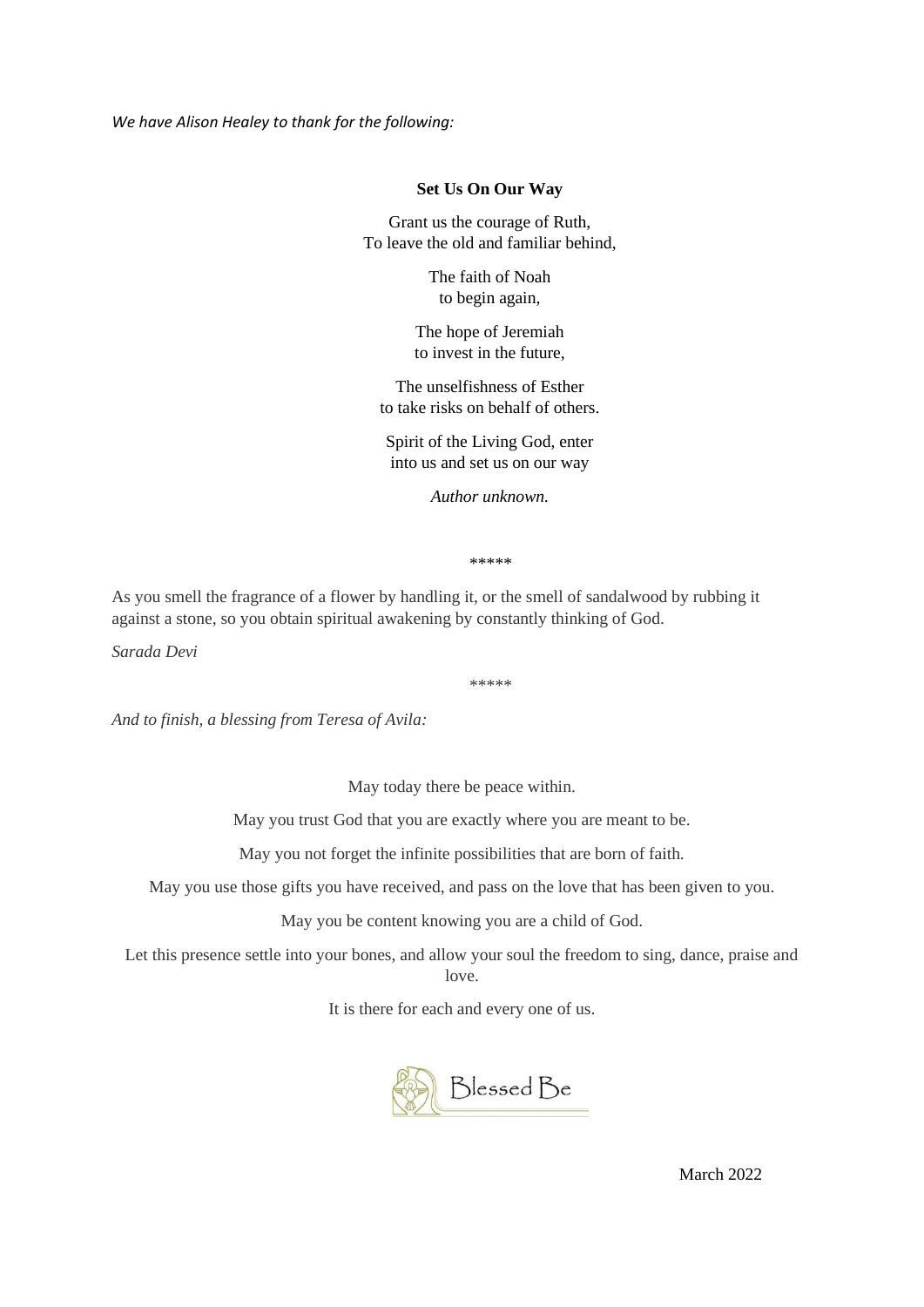*We have Alison Healey to thank for the following:*

**Set Us On Our Way**

Grant us the courage of Ruth,
To leave the old and familiar behind,

The faith of Noah
to begin again,

The hope of Jeremiah
to invest in the future,

The unselfishness of Esther
to take risks on behalf of others.

Spirit of the Living God, enter
into us and set us on our way

*Author unknown.*

*****

As you smell the fragrance of a flower by handling it, or the smell of sandalwood by rubbing it against a stone, so you obtain spiritual awakening by constantly thinking of God.

*Sarada Devi*

*****

*And to finish, a blessing from Teresa of Avila:*

May today there be peace within.

May you trust God that you are exactly where you are meant to be.

May you not forget the infinite possibilities that are born of faith.

May you use those gifts you have received, and pass on the love that has been given to you.

May you be content knowing you are a child of God.

Let this presence settle into your bones, and allow your soul the freedom to sing, dance, praise and love.

It is there for each and every one of us.

Blessed Be

March 2022